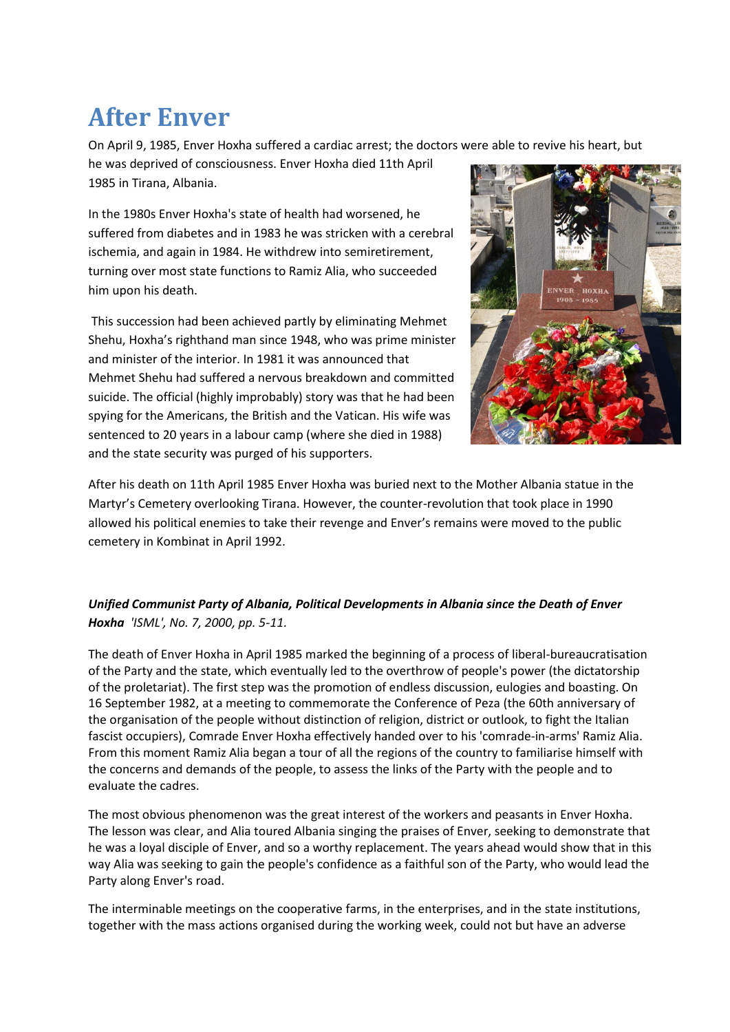# After Enver

On April 9, 1985, Enver Hoxha suffered a cardiac arrest; the doctors were able to revive his heart, but he was deprived of consciousness. Enver Hoxha died 11th April 1985 in Tirana, Albania.

In the 1980s Enver Hoxha's state of health had worsened, he suffered from diabetes and in 1983 he was stricken with a cerebral ischemia, and again in 1984. He withdrew into semiretirement, turning over most state functions to Ramiz Alia, who succeeded him upon his death.

This succession had been achieved partly by eliminating Mehmet Shehu, Hoxha's righthand man since 1948, who was prime minister and minister of the interior. In 1981 it was announced that Mehmet Shehu had suffered a nervous breakdown and committed suicide. The official (highly improbably) story was that he had been spying for the Americans, the British and the Vatican. His wife was sentenced to 20 years in a labour camp (where she died in 1988) and the state security was purged of his supporters.

After his death on 11th April 1985 Enver Hoxha was buried next to the Mother Albania statue in the Martyr's Cemetery overlooking Tirana. However, the counter-revolution that took place in 1990 allowed his political enemies to take their revenge and Enver's remains were moved to the public cemetery in Kombinat in April 1992.

***Unified Communist Party of Albania, Political Developments in Albania since the Death of Enver Hoxha*** *'ISML', No. 7, 2000, pp. 5-11.*

The death of Enver Hoxha in April 1985 marked the beginning of a process of liberal-bureaucratisation of the Party and the state, which eventually led to the overthrow of people's power (the dictatorship of the proletariat). The first step was the promotion of endless discussion, eulogies and boasting. On 16 September 1982, at a meeting to commemorate the Conference of Peza (the 60th anniversary of the organisation of the people without distinction of religion, district or outlook, to fight the Italian fascist occupiers), Comrade Enver Hoxha effectively handed over to his 'comrade-in-arms' Ramiz Alia. From this moment Ramiz Alia began a tour of all the regions of the country to familiarise himself with the concerns and demands of the people, to assess the links of the Party with the people and to evaluate the cadres.

The most obvious phenomenon was the great interest of the workers and peasants in Enver Hoxha. The lesson was clear, and Alia toured Albania singing the praises of Enver, seeking to demonstrate that he was a loyal disciple of Enver, and so a worthy replacement. The years ahead would show that in this way Alia was seeking to gain the people's confidence as a faithful son of the Party, who would lead the Party along Enver's road.

The interminable meetings on the cooperative farms, in the enterprises, and in the state institutions, together with the mass actions organised during the working week, could not but have an adverse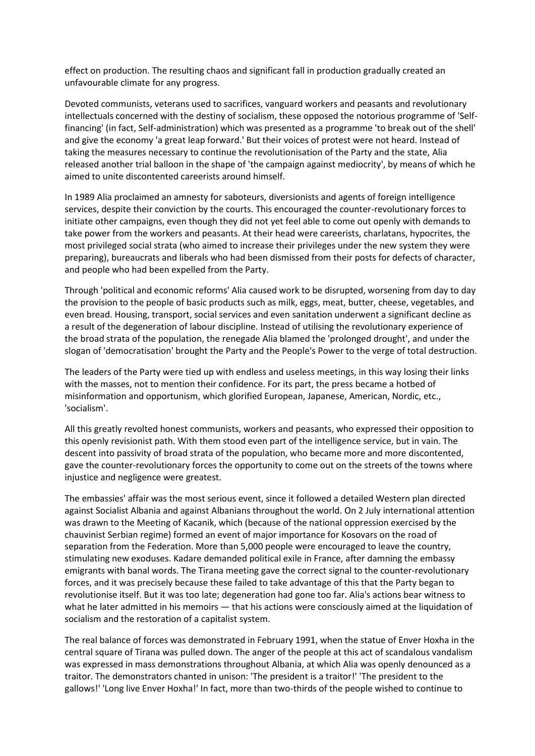effect on production. The resulting chaos and significant fall in production gradually created an unfavourable climate for any progress.

Devoted communists, veterans used to sacrifices, vanguard workers and peasants and revolutionary intellectuals concerned with the destiny of socialism, these opposed the notorious programme of 'Self-financing' (in fact, Self-administration) which was presented as a programme 'to break out of the shell' and give the economy 'a great leap forward.' But their voices of protest were not heard. Instead of taking the measures necessary to continue the revolutionisation of the Party and the state, Alia released another trial balloon in the shape of 'the campaign against mediocrity', by means of which he aimed to unite discontented careerists around himself.

In 1989 Alia proclaimed an amnesty for saboteurs, diversionists and agents of foreign intelligence services, despite their conviction by the courts. This encouraged the counter-revolutionary forces to initiate other campaigns, even though they did not yet feel able to come out openly with demands to take power from the workers and peasants. At their head were careerists, charlatans, hypocrites, the most privileged social strata (who aimed to increase their privileges under the new system they were preparing), bureaucrats and liberals who had been dismissed from their posts for defects of character, and people who had been expelled from the Party.

Through 'political and economic reforms' Alia caused work to be disrupted, worsening from day to day the provision to the people of basic products such as milk, eggs, meat, butter, cheese, vegetables, and even bread. Housing, transport, social services and even sanitation underwent a significant decline as a result of the degeneration of labour discipline. Instead of utilising the revolutionary experience of the broad strata of the population, the renegade Alia blamed the 'prolonged drought', and under the slogan of 'democratisation' brought the Party and the People's Power to the verge of total destruction.

The leaders of the Party were tied up with endless and useless meetings, in this way losing their links with the masses, not to mention their confidence. For its part, the press became a hotbed of misinformation and opportunism, which glorified European, Japanese, American, Nordic, etc., 'socialism'.

All this greatly revolted honest communists, workers and peasants, who expressed their opposition to this openly revisionist path. With them stood even part of the intelligence service, but in vain. The descent into passivity of broad strata of the population, who became more and more discontented, gave the counter-revolutionary forces the opportunity to come out on the streets of the towns where injustice and negligence were greatest.

The embassies' affair was the most serious event, since it followed a detailed Western plan directed against Socialist Albania and against Albanians throughout the world. On 2 July international attention was drawn to the Meeting of Kacanik, which (because of the national oppression exercised by the chauvinist Serbian regime) formed an event of major importance for Kosovars on the road of separation from the Federation. More than 5,000 people were encouraged to leave the country, stimulating new exoduses. Kadare demanded political exile in France, after damning the embassy emigrants with banal words. The Tirana meeting gave the correct signal to the counter-revolutionary forces, and it was precisely because these failed to take advantage of this that the Party began to revolutionise itself. But it was too late; degeneration had gone too far. Alia's actions bear witness to what he later admitted in his memoirs — that his actions were consciously aimed at the liquidation of socialism and the restoration of a capitalist system.

The real balance of forces was demonstrated in February 1991, when the statue of Enver Hoxha in the central square of Tirana was pulled down. The anger of the people at this act of scandalous vandalism was expressed in mass demonstrations throughout Albania, at which Alia was openly denounced as a traitor. The demonstrators chanted in unison: 'The president is a traitor!' 'The president to the gallows!' 'Long live Enver Hoxha!' In fact, more than two-thirds of the people wished to continue to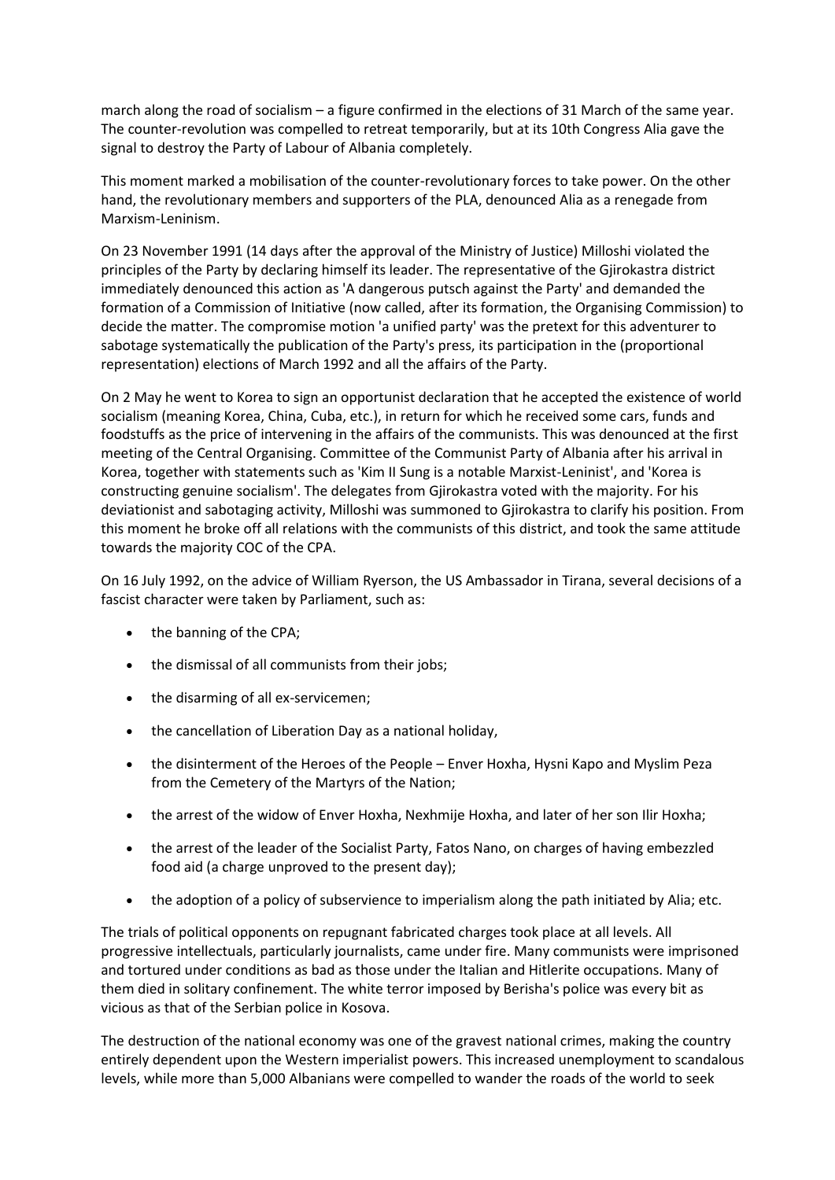march along the road of socialism – a figure confirmed in the elections of 31 March of the same year. The counter-revolution was compelled to retreat temporarily, but at its 10th Congress Alia gave the signal to destroy the Party of Labour of Albania completely.

This moment marked a mobilisation of the counter-revolutionary forces to take power. On the other hand, the revolutionary members and supporters of the PLA, denounced Alia as a renegade from Marxism-Leninism.

On 23 November 1991 (14 days after the approval of the Ministry of Justice) Milloshi violated the principles of the Party by declaring himself its leader. The representative of the Gjirokastra district immediately denounced this action as 'A dangerous putsch against the Party' and demanded the formation of a Commission of Initiative (now called, after its formation, the Organising Commission) to decide the matter. The compromise motion 'a unified party' was the pretext for this adventurer to sabotage systematically the publication of the Party's press, its participation in the (proportional representation) elections of March 1992 and all the affairs of the Party.

On 2 May he went to Korea to sign an opportunist declaration that he accepted the existence of world socialism (meaning Korea, China, Cuba, etc.), in return for which he received some cars, funds and foodstuffs as the price of intervening in the affairs of the communists. This was denounced at the first meeting of the Central Organising. Committee of the Communist Party of Albania after his arrival in Korea, together with statements such as 'Kim Il Sung is a notable Marxist-Leninist', and 'Korea is constructing genuine socialism'. The delegates from Gjirokastra voted with the majority. For his deviationist and sabotaging activity, Milloshi was summoned to Gjirokastra to clarify his position. From this moment he broke off all relations with the communists of this district, and took the same attitude towards the majority COC of the CPA.

On 16 July 1992, on the advice of William Ryerson, the US Ambassador in Tirana, several decisions of a fascist character were taken by Parliament, such as:

- the banning of the CPA;
- the dismissal of all communists from their jobs;
- the disarming of all ex-servicemen;
- the cancellation of Liberation Day as a national holiday,
- the disinterment of the Heroes of the People – Enver Hoxha, Hysni Kapo and Myslim Peza from the Cemetery of the Martyrs of the Nation;
- the arrest of the widow of Enver Hoxha, Nexhmije Hoxha, and later of her son Ilir Hoxha;
- the arrest of the leader of the Socialist Party, Fatos Nano, on charges of having embezzled food aid (a charge unproved to the present day);
- the adoption of a policy of subservience to imperialism along the path initiated by Alia; etc.

The trials of political opponents on repugnant fabricated charges took place at all levels. All progressive intellectuals, particularly journalists, came under fire. Many communists were imprisoned and tortured under conditions as bad as those under the Italian and Hitlerite occupations. Many of them died in solitary confinement. The white terror imposed by Berisha's police was every bit as vicious as that of the Serbian police in Kosova.

The destruction of the national economy was one of the gravest national crimes, making the country entirely dependent upon the Western imperialist powers. This increased unemployment to scandalous levels, while more than 5,000 Albanians were compelled to wander the roads of the world to seek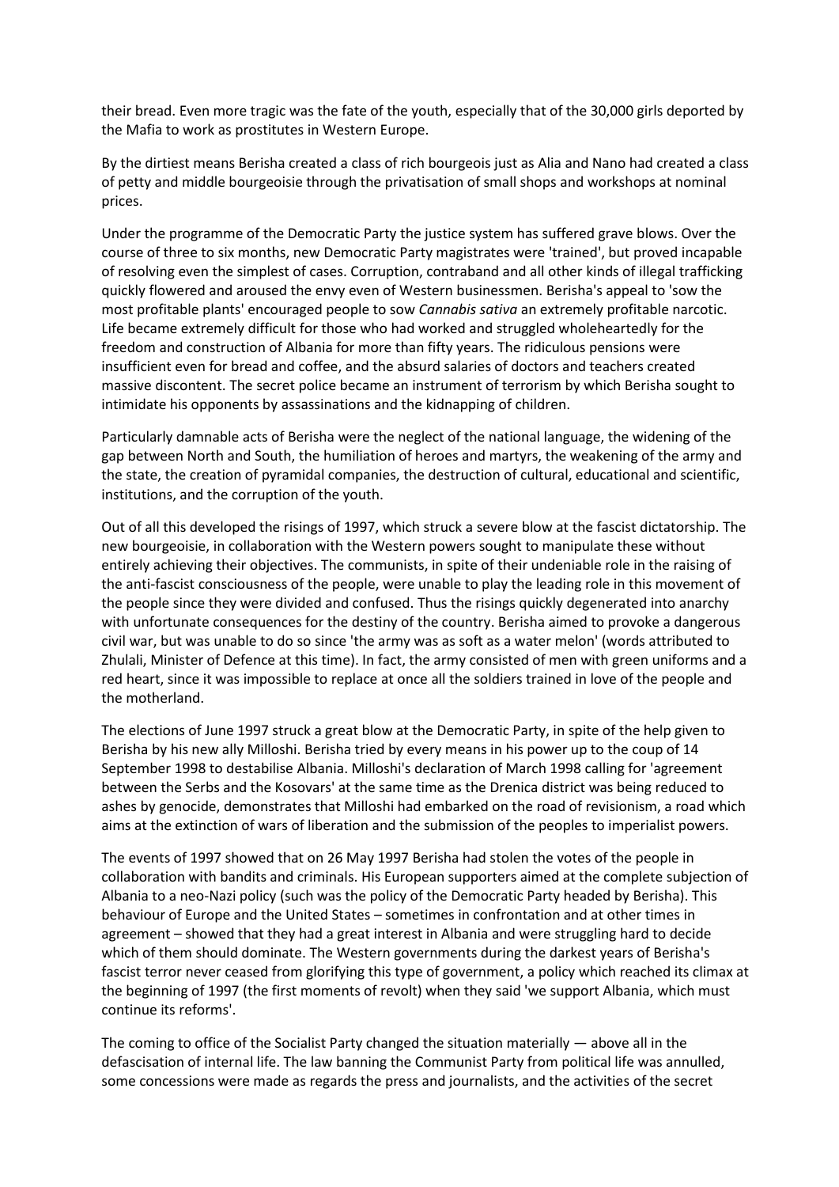their bread. Even more tragic was the fate of the youth, especially that of the 30,000 girls deported by the Mafia to work as prostitutes in Western Europe.

By the dirtiest means Berisha created a class of rich bourgeois just as Alia and Nano had created a class of petty and middle bourgeoisie through the privatisation of small shops and workshops at nominal prices.

Under the programme of the Democratic Party the justice system has suffered grave blows. Over the course of three to six months, new Democratic Party magistrates were 'trained', but proved incapable of resolving even the simplest of cases. Corruption, contraband and all other kinds of illegal trafficking quickly flowered and aroused the envy even of Western businessmen. Berisha's appeal to 'sow the most profitable plants' encouraged people to sow *Cannabis sativa* an extremely profitable narcotic. Life became extremely difficult for those who had worked and struggled wholeheartedly for the freedom and construction of Albania for more than fifty years. The ridiculous pensions were insufficient even for bread and coffee, and the absurd salaries of doctors and teachers created massive discontent. The secret police became an instrument of terrorism by which Berisha sought to intimidate his opponents by assassinations and the kidnapping of children.

Particularly damnable acts of Berisha were the neglect of the national language, the widening of the gap between North and South, the humiliation of heroes and martyrs, the weakening of the army and the state, the creation of pyramidal companies, the destruction of cultural, educational and scientific, institutions, and the corruption of the youth.

Out of all this developed the risings of 1997, which struck a severe blow at the fascist dictatorship. The new bourgeoisie, in collaboration with the Western powers sought to manipulate these without entirely achieving their objectives. The communists, in spite of their undeniable role in the raising of the anti-fascist consciousness of the people, were unable to play the leading role in this movement of the people since they were divided and confused. Thus the risings quickly degenerated into anarchy with unfortunate consequences for the destiny of the country. Berisha aimed to provoke a dangerous civil war, but was unable to do so since 'the army was as soft as a water melon' (words attributed to Zhulali, Minister of Defence at this time). In fact, the army consisted of men with green uniforms and a red heart, since it was impossible to replace at once all the soldiers trained in love of the people and the motherland.

The elections of June 1997 struck a great blow at the Democratic Party, in spite of the help given to Berisha by his new ally Milloshi. Berisha tried by every means in his power up to the coup of 14 September 1998 to destabilise Albania. Milloshi's declaration of March 1998 calling for 'agreement between the Serbs and the Kosovars' at the same time as the Drenica district was being reduced to ashes by genocide, demonstrates that Milloshi had embarked on the road of revisionism, a road which aims at the extinction of wars of liberation and the submission of the peoples to imperialist powers.

The events of 1997 showed that on 26 May 1997 Berisha had stolen the votes of the people in collaboration with bandits and criminals. His European supporters aimed at the complete subjection of Albania to a neo-Nazi policy (such was the policy of the Democratic Party headed by Berisha). This behaviour of Europe and the United States – sometimes in confrontation and at other times in agreement – showed that they had a great interest in Albania and were struggling hard to decide which of them should dominate. The Western governments during the darkest years of Berisha's fascist terror never ceased from glorifying this type of government, a policy which reached its climax at the beginning of 1997 (the first moments of revolt) when they said 'we support Albania, which must continue its reforms'.

The coming to office of the Socialist Party changed the situation materially — above all in the defascisation of internal life. The law banning the Communist Party from political life was annulled, some concessions were made as regards the press and journalists, and the activities of the secret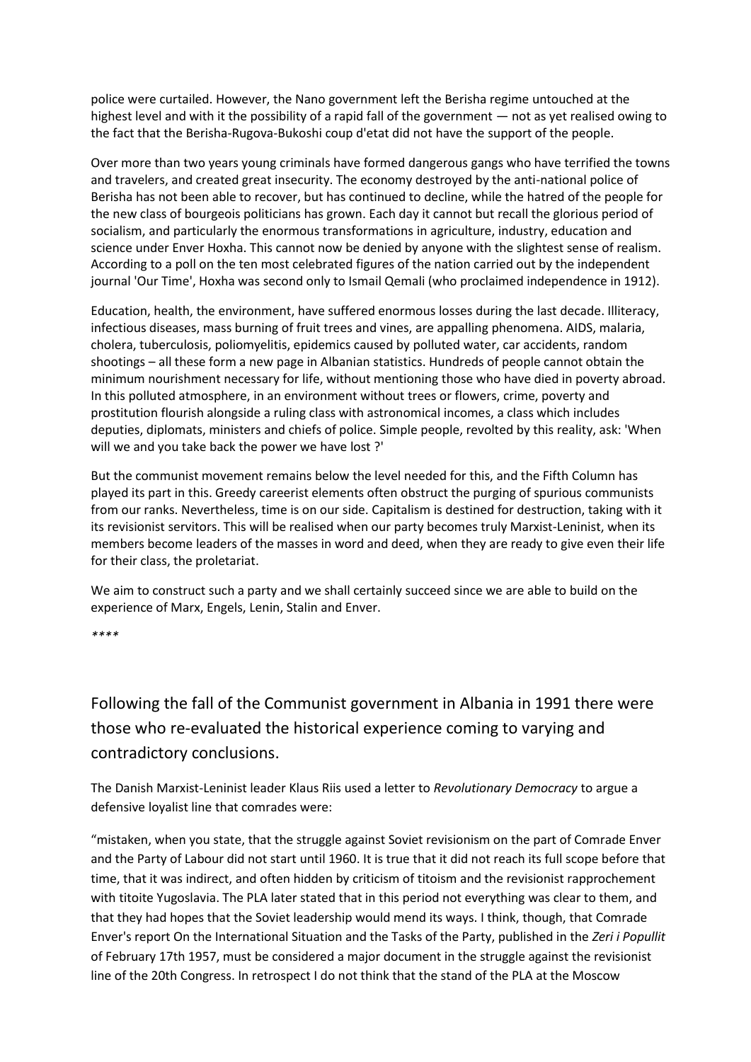police were curtailed. However, the Nano government left the Berisha regime untouched at the highest level and with it the possibility of a rapid fall of the government — not as yet realised owing to the fact that the Berisha-Rugova-Bukoshi coup d'etat did not have the support of the people.

Over more than two years young criminals have formed dangerous gangs who have terrified the towns and travelers, and created great insecurity. The economy destroyed by the anti-national police of Berisha has not been able to recover, but has continued to decline, while the hatred of the people for the new class of bourgeois politicians has grown. Each day it cannot but recall the glorious period of socialism, and particularly the enormous transformations in agriculture, industry, education and science under Enver Hoxha. This cannot now be denied by anyone with the slightest sense of realism. According to a poll on the ten most celebrated figures of the nation carried out by the independent journal 'Our Time', Hoxha was second only to Ismail Qemali (who proclaimed independence in 1912).

Education, health, the environment, have suffered enormous losses during the last decade. Illiteracy, infectious diseases, mass burning of fruit trees and vines, are appalling phenomena. AIDS, malaria, cholera, tuberculosis, poliomyelitis, epidemics caused by polluted water, car accidents, random shootings – all these form a new page in Albanian statistics. Hundreds of people cannot obtain the minimum nourishment necessary for life, without mentioning those who have died in poverty abroad. In this polluted atmosphere, in an environment without trees or flowers, crime, poverty and prostitution flourish alongside a ruling class with astronomical incomes, a class which includes deputies, diplomats, ministers and chiefs of police. Simple people, revolted by this reality, ask: 'When will we and you take back the power we have lost ?'

But the communist movement remains below the level needed for this, and the Fifth Column has played its part in this. Greedy careerist elements often obstruct the purging of spurious communists from our ranks. Nevertheless, time is on our side. Capitalism is destined for destruction, taking with it its revisionist servitors. This will be realised when our party becomes truly Marxist-Leninist, when its members become leaders of the masses in word and deed, when they are ready to give even their life for their class, the proletariat.

We aim to construct such a party and we shall certainly succeed since we are able to build on the experience of Marx, Engels, Lenin, Stalin and Enver.

*\*\*\**

## Following the fall of the Communist government in Albania in 1991 there were those who re-evaluated the historical experience coming to varying and contradictory conclusions.

The Danish Marxist-Leninist leader Klaus Riis used a letter to *Revolutionary Democracy* to argue a defensive loyalist line that comrades were:

"mistaken, when you state, that the struggle against Soviet revisionism on the part of Comrade Enver and the Party of Labour did not start until 1960. It is true that it did not reach its full scope before that time, that it was indirect, and often hidden by criticism of titoism and the revisionist rapprochement with titoite Yugoslavia. The PLA later stated that in this period not everything was clear to them, and that they had hopes that the Soviet leadership would mend its ways. I think, though, that Comrade Enver's report On the International Situation and the Tasks of the Party, published in the *Zeri i Popullit* of February 17th 1957, must be considered a major document in the struggle against the revisionist line of the 20th Congress. In retrospect I do not think that the stand of the PLA at the Moscow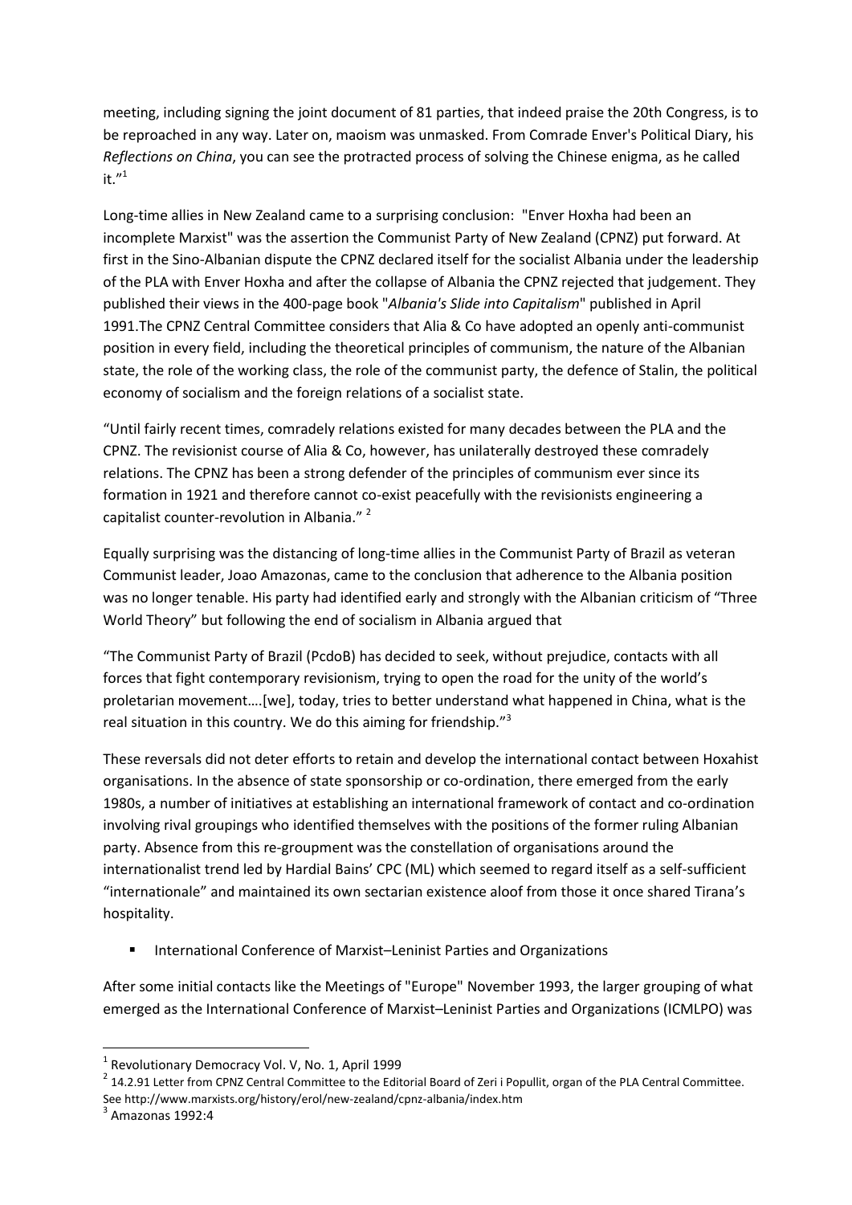meeting, including signing the joint document of 81 parties, that indeed praise the 20th Congress, is to be reproached in any way. Later on, maoism was unmasked. From Comrade Enver's Political Diary, his *Reflections on China*, you can see the protracted process of solving the Chinese enigma, as he called it."[1]

Long-time allies in New Zealand came to a surprising conclusion: "Enver Hoxha had been an incomplete Marxist" was the assertion the Communist Party of New Zealand (CPNZ) put forward. At first in the Sino-Albanian dispute the CPNZ declared itself for the socialist Albania under the leadership of the PLA with Enver Hoxha and after the collapse of Albania the CPNZ rejected that judgement. They published their views in the 400-page book "*Albania's Slide into Capitalism*" published in April 1991.The CPNZ Central Committee considers that Alia & Co have adopted an openly anti-communist position in every field, including the theoretical principles of communism, the nature of the Albanian state, the role of the working class, the role of the communist party, the defence of Stalin, the political economy of socialism and the foreign relations of a socialist state.

"Until fairly recent times, comradely relations existed for many decades between the PLA and the CPNZ. The revisionist course of Alia & Co, however, has unilaterally destroyed these comradely relations. The CPNZ has been a strong defender of the principles of communism ever since its formation in 1921 and therefore cannot co-exist peacefully with the revisionists engineering a capitalist counter-revolution in Albania." [2]

Equally surprising was the distancing of long-time allies in the Communist Party of Brazil as veteran Communist leader, Joao Amazonas, came to the conclusion that adherence to the Albania position was no longer tenable. His party had identified early and strongly with the Albanian criticism of "Three World Theory" but following the end of socialism in Albania argued that

"The Communist Party of Brazil (PcdoB) has decided to seek, without prejudice, contacts with all forces that fight contemporary revisionism, trying to open the road for the unity of the world's proletarian movement….[we], today, tries to better understand what happened in China, what is the real situation in this country. We do this aiming for friendship."[3]

These reversals did not deter efforts to retain and develop the international contact between Hoxahist organisations. In the absence of state sponsorship or co-ordination, there emerged from the early 1980s, a number of initiatives at establishing an international framework of contact and co-ordination involving rival groupings who identified themselves with the positions of the former ruling Albanian party. Absence from this re-groupment was the constellation of organisations around the internationalist trend led by Hardial Bains' CPC (ML) which seemed to regard itself as a self-sufficient "internationale" and maintained its own sectarian existence aloof from those it once shared Tirana's hospitality.

- International Conference of Marxist–Leninist Parties and Organizations

After some initial contacts like the Meetings of "Europe" November 1993, the larger grouping of what emerged as the International Conference of Marxist–Leninist Parties and Organizations (ICMLPO) was

---

[1] Revolutionary Democracy Vol. V, No. 1, April 1999

[2] 14.2.91 Letter from CPNZ Central Committee to the Editorial Board of Zeri i Popullit, organ of the PLA Central Committee. See http://www.marxists.org/history/erol/new-zealand/cpnz-albania/index.htm

[3] Amazonas 1992:4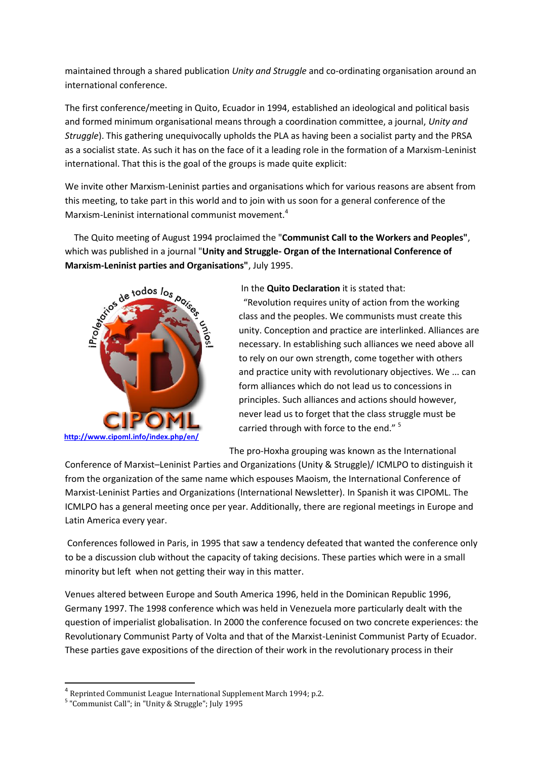maintained through a shared publication *Unity and Struggle* and co-ordinating organisation around an international conference.

The first conference/meeting in Quito, Ecuador in 1994, established an ideological and political basis and formed minimum organisational means through a coordination committee, a journal, *Unity and Struggle*). This gathering unequivocally upholds the PLA as having been a socialist party and the PRSA as a socialist state. As such it has on the face of it a leading role in the formation of a Marxism-Leninist international. That this is the goal of the groups is made quite explicit:

We invite other Marxism-Leninist parties and organisations which for various reasons are absent from this meeting, to take part in this world and to join with us soon for a general conference of the Marxism-Leninist international communist movement.[4]

The Quito meeting of August 1994 proclaimed the "**Communist Call to the Workers and Peoples"**, which was published in a journal "**Unity and Struggle- Organ of the International Conference of Marxism-Leninist parties and Organisations"**, July 1995.

¡Proletarios de todos los países, uníos!

CIPOML

http://www.cipoml.info/index.php/en/

In the **Quito Declaration** it is stated that:

"Revolution requires unity of action from the working class and the peoples. We communists must create this unity. Conception and practice are interlinked. Alliances are necessary. In establishing such alliances we need above all to rely on our own strength, come together with others and practice unity with revolutionary objectives. We ... can form alliances which do not lead us to concessions in principles. Such alliances and actions should however, never lead us to forget that the class struggle must be carried through with force to the end." [5]

The pro-Hoxha grouping was known as the International Conference of Marxist–Leninist Parties and Organizations (Unity & Struggle)/ ICMLPO to distinguish it from the organization of the same name which espouses Maoism, the International Conference of Marxist-Leninist Parties and Organizations (International Newsletter). In Spanish it was CIPOML. The ICMLPO has a general meeting once per year. Additionally, there are regional meetings in Europe and Latin America every year.

Conferences followed in Paris, in 1995 that saw a tendency defeated that wanted the conference only to be a discussion club without the capacity of taking decisions. These parties which were in a small minority but left when not getting their way in this matter.

Venues altered between Europe and South America 1996, held in the Dominican Republic 1996, Germany 1997. The 1998 conference which was held in Venezuela more particularly dealt with the question of imperialist globalisation. In 2000 the conference focused on two concrete experiences: the Revolutionary Communist Party of Volta and that of the Marxist-Leninist Communist Party of Ecuador. These parties gave expositions of the direction of their work in the revolutionary process in their

---

[4] Reprinted Communist League International Supplement March 1994; p.2.

[5] "Communist Call"; in "Unity & Struggle"; July 1995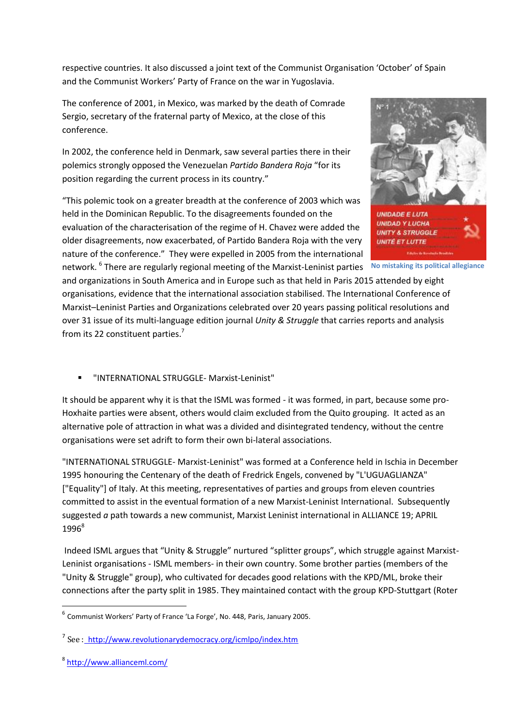respective countries. It also discussed a joint text of the Communist Organisation 'October' of Spain and the Communist Workers' Party of France on the war in Yugoslavia.

The conference of 2001, in Mexico, was marked by the death of Comrade Sergio, secretary of the fraternal party of Mexico, at the close of this conference.

In 2002, the conference held in Denmark, saw several parties there in their polemics strongly opposed the Venezuelan *Partido Bandera Roja* "for its position regarding the current process in its country."

"This polemic took on a greater breadth at the conference of 2003 which was held in the Dominican Republic. To the disagreements founded on the evaluation of the characterisation of the regime of H. Chavez were added the older disagreements, now exacerbated, of Partido Bandera Roja with the very nature of the conference." They were expelled in 2005 from the international network. [6] There are regularly regional meeting of the Marxist-Leninist parties and organizations in South America and in Europe such as that held in Paris 2015 attended by eight organisations, evidence that the international association stabilised. The International Conference of Marxist–Leninist Parties and Organizations celebrated over 20 years passing political resolutions and over 31 issue of its multi-language edition journal *Unity & Struggle* that carries reports and analysis from its 22 constituent parties.[7]

No mistaking its political allegiance

- "INTERNATIONAL STRUGGLE- Marxist-Leninist"

It should be apparent why it is that the ISML was formed - it was formed, in part, because some pro-Hoxhaite parties were absent, others would claim excluded from the Quito grouping. It acted as an alternative pole of attraction in what was a divided and disintegrated tendency, without the centre organisations were set adrift to form their own bi-lateral associations.

"INTERNATIONAL STRUGGLE- Marxist-Leninist" was formed at a Conference held in Ischia in December 1995 honouring the Centenary of the death of Fredrick Engels, convened by "L'UGUAGLIANZA" ["Equality"] of Italy. At this meeting, representatives of parties and groups from eleven countries committed to assist in the eventual formation of a new Marxist-Leninist International. Subsequently suggested *a* path towards a new communist, Marxist Leninist international in ALLIANCE 19; APRIL 1996[8]

Indeed ISML argues that "Unity & Struggle" nurtured "splitter groups", which struggle against Marxist-Leninist organisations - ISML members- in their own country. Some brother parties (members of the "Unity & Struggle" group), who cultivated for decades good relations with the KPD/ML, broke their connections after the party split in 1985. They maintained contact with the group KPD-Stuttgart (Roter

---

[6] Communist Workers' Party of France 'La Forge', No. 448, Paris, January 2005.

[7] See : http://www.revolutionarydemocracy.org/icmlpo/index.htm

[8] http://www.allianceml.com/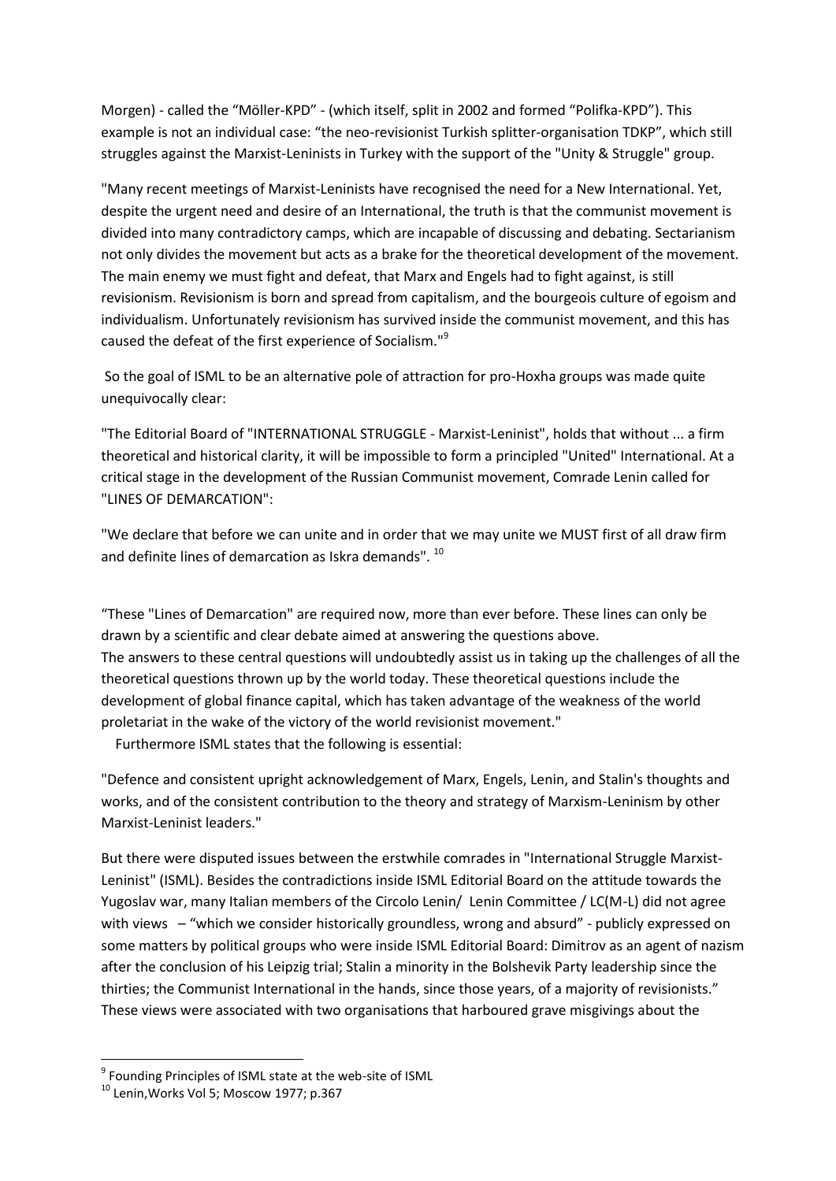Morgen) - called the "Möller-KPD" - (which itself, split in 2002 and formed "Polifka-KPD"). This example is not an individual case: "the neo-revisionist Turkish splitter-organisation TDKP", which still struggles against the Marxist-Leninists in Turkey with the support of the "Unity & Struggle" group.

"Many recent meetings of Marxist-Leninists have recognised the need for a New International. Yet, despite the urgent need and desire of an International, the truth is that the communist movement is divided into many contradictory camps, which are incapable of discussing and debating. Sectarianism not only divides the movement but acts as a brake for the theoretical development of the movement. The main enemy we must fight and defeat, that Marx and Engels had to fight against, is still revisionism. Revisionism is born and spread from capitalism, and the bourgeois culture of egoism and individualism. Unfortunately revisionism has survived inside the communist movement, and this has caused the defeat of the first experience of Socialism."[9]

So the goal of ISML to be an alternative pole of attraction for pro-Hoxha groups was made quite unequivocally clear:

"The Editorial Board of "INTERNATIONAL STRUGGLE - Marxist-Leninist", holds that without ... a firm theoretical and historical clarity, it will be impossible to form a principled "United" International. At a critical stage in the development of the Russian Communist movement, Comrade Lenin called for "LINES OF DEMARCATION":

"We declare that before we can unite and in order that we may unite we MUST first of all draw firm and definite lines of demarcation as Iskra demands". [10]

"These "Lines of Demarcation" are required now, more than ever before. These lines can only be drawn by a scientific and clear debate aimed at answering the questions above.
The answers to these central questions will undoubtedly assist us in taking up the challenges of all the theoretical questions thrown up by the world today. These theoretical questions include the development of global finance capital, which has taken advantage of the weakness of the world proletariat in the wake of the victory of the world revisionist movement."

Furthermore ISML states that the following is essential:

"Defence and consistent upright acknowledgement of Marx, Engels, Lenin, and Stalin's thoughts and works, and of the consistent contribution to the theory and strategy of Marxism-Leninism by other Marxist-Leninist leaders."

But there were disputed issues between the erstwhile comrades in "International Struggle Marxist-Leninist" (ISML). Besides the contradictions inside ISML Editorial Board on the attitude towards the Yugoslav war, many Italian members of the Circolo Lenin/ Lenin Committee / LC(M-L) did not agree with views – "which we consider historically groundless, wrong and absurd" - publicly expressed on some matters by political groups who were inside ISML Editorial Board: Dimitrov as an agent of nazism after the conclusion of his Leipzig trial; Stalin a minority in the Bolshevik Party leadership since the thirties; the Communist International in the hands, since those years, of a majority of revisionists." These views were associated with two organisations that harboured grave misgivings about the

---

[9] Founding Principles of ISML state at the web-site of ISML

[10] Lenin,Works Vol 5; Moscow 1977; p.367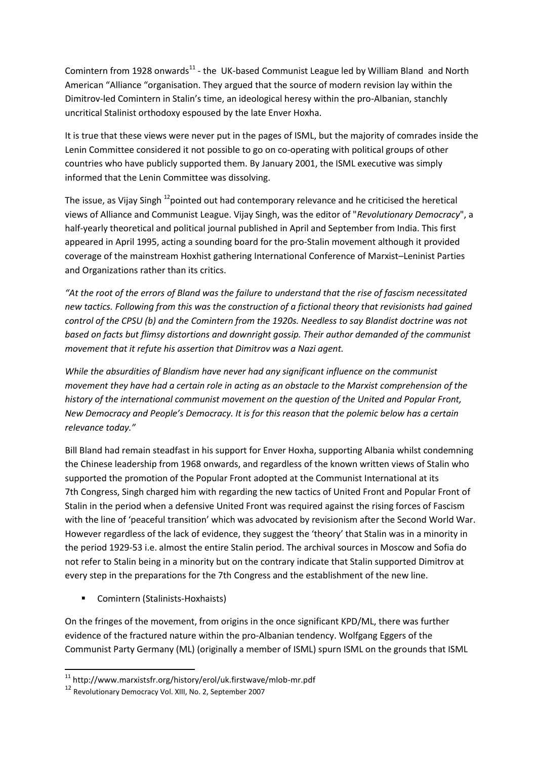Comintern from 1928 onwards[11] - the UK-based Communist League led by William Bland and North American "Alliance "organisation. They argued that the source of modern revision lay within the Dimitrov-led Comintern in Stalin's time, an ideological heresy within the pro-Albanian, stanchly uncritical Stalinist orthodoxy espoused by the late Enver Hoxha.

It is true that these views were never put in the pages of ISML, but the majority of comrades inside the Lenin Committee considered it not possible to go on co-operating with political groups of other countries who have publicly supported them. By January 2001, the ISML executive was simply informed that the Lenin Committee was dissolving.

The issue, as Vijay Singh [12]pointed out had contemporary relevance and he criticised the heretical views of Alliance and Communist League. Vijay Singh, was the editor of "*Revolutionary Democracy*", a half-yearly theoretical and political journal published in April and September from India. This first appeared in April 1995, acting a sounding board for the pro-Stalin movement although it provided coverage of the mainstream Hoxhist gathering International Conference of Marxist–Leninist Parties and Organizations rather than its critics.

*"At the root of the errors of Bland was the failure to understand that the rise of fascism necessitated new tactics. Following from this was the construction of a fictional theory that revisionists had gained control of the CPSU (b) and the Comintern from the 1920s. Needless to say Blandist doctrine was not based on facts but flimsy distortions and downright gossip. Their author demanded of the communist movement that it refute his assertion that Dimitrov was a Nazi agent.*

*While the absurdities of Blandism have never had any significant influence on the communist movement they have had a certain role in acting as an obstacle to the Marxist comprehension of the history of the international communist movement on the question of the United and Popular Front, New Democracy and People's Democracy. It is for this reason that the polemic below has a certain relevance today."*

Bill Bland had remain steadfast in his support for Enver Hoxha, supporting Albania whilst condemning the Chinese leadership from 1968 onwards, and regardless of the known written views of Stalin who supported the promotion of the Popular Front adopted at the Communist International at its 7th Congress, Singh charged him with regarding the new tactics of United Front and Popular Front of Stalin in the period when a defensive United Front was required against the rising forces of Fascism with the line of 'peaceful transition' which was advocated by revisionism after the Second World War. However regardless of the lack of evidence, they suggest the 'theory' that Stalin was in a minority in the period 1929-53 i.e. almost the entire Stalin period. The archival sources in Moscow and Sofia do not refer to Stalin being in a minority but on the contrary indicate that Stalin supported Dimitrov at every step in the preparations for the 7th Congress and the establishment of the new line.

- Comintern (Stalinists-Hoxhaists)

On the fringes of the movement, from origins in the once significant KPD/ML, there was further evidence of the fractured nature within the pro-Albanian tendency. Wolfgang Eggers of the Communist Party Germany (ML) (originally a member of ISML) spurn ISML on the grounds that ISML

[11] http://www.marxistsfr.org/history/erol/uk.firstwave/mlob-mr.pdf

[12] Revolutionary Democracy Vol. XIII, No. 2, September 2007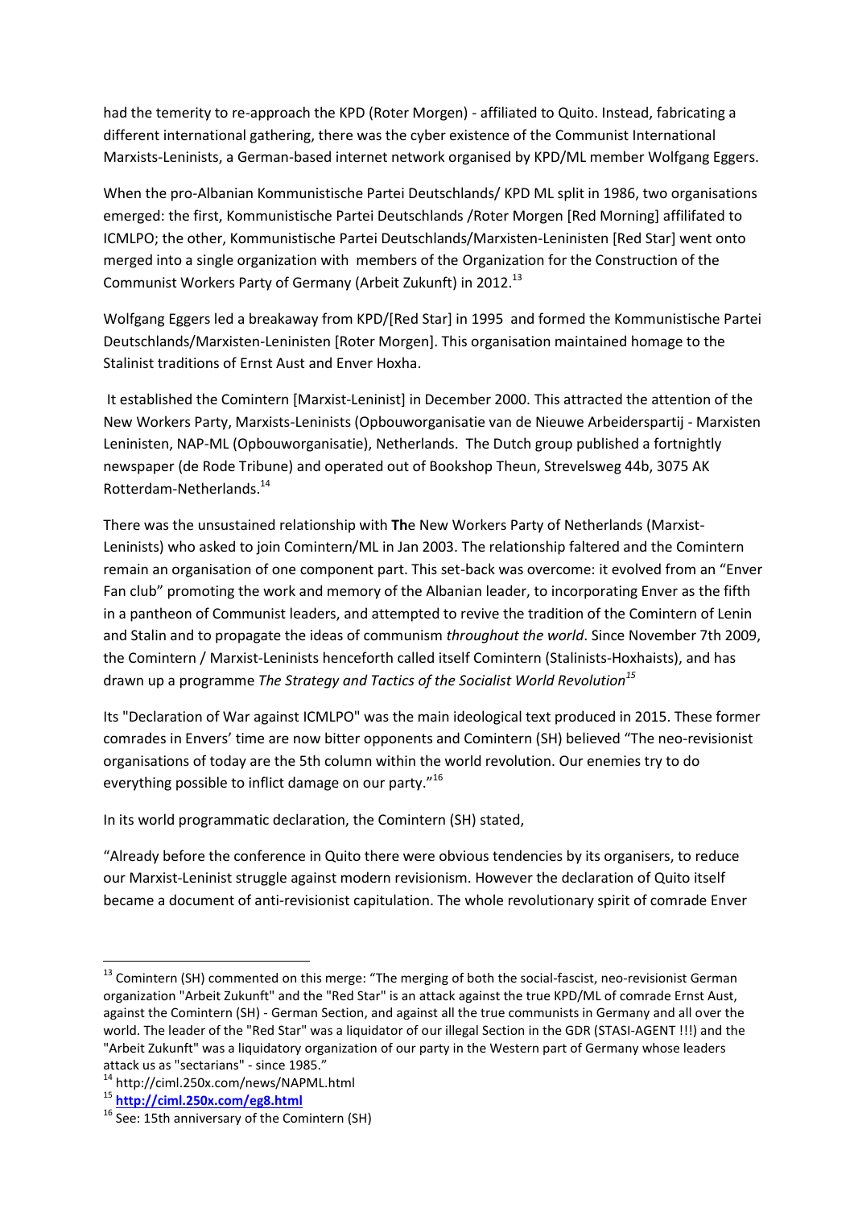had the temerity to re-approach the KPD (Roter Morgen) - affiliated to Quito. Instead, fabricating a different international gathering, there was the cyber existence of the Communist International Marxists-Leninists, a German-based internet network organised by KPD/ML member Wolfgang Eggers.

When the pro-Albanian Kommunistische Partei Deutschlands/ KPD ML split in 1986, two organisations emerged: the first, Kommunistische Partei Deutschlands /Roter Morgen [Red Morning] affilifated to ICMLPO; the other, Kommunistische Partei Deutschlands/Marxisten-Leninisten [Red Star] went onto merged into a single organization with members of the Organization for the Construction of the Communist Workers Party of Germany (Arbeit Zukunft) in 2012.[13]

Wolfgang Eggers led a breakaway from KPD/[Red Star] in 1995 and formed the Kommunistische Partei Deutschlands/Marxisten-Leninisten [Roter Morgen]. This organisation maintained homage to the Stalinist traditions of Ernst Aust and Enver Hoxha.

It established the Comintern [Marxist-Leninist] in December 2000. This attracted the attention of the New Workers Party, Marxists-Leninists (Opbouworganisatie van de Nieuwe Arbeiderspartij - Marxisten Leninisten, NAP-ML (Opbouworganisatie), Netherlands. The Dutch group published a fortnightly newspaper (de Rode Tribune) and operated out of Bookshop Theun, Strevelsweg 44b, 3075 AK Rotterdam-Netherlands.[14]

There was the unsustained relationship with **Th**e New Workers Party of Netherlands (Marxist-Leninists) who asked to join Comintern/ML in Jan 2003. The relationship faltered and the Comintern remain an organisation of one component part. This set-back was overcome: it evolved from an "Enver Fan club" promoting the work and memory of the Albanian leader, to incorporating Enver as the fifth in a pantheon of Communist leaders, and attempted to revive the tradition of the Comintern of Lenin and Stalin and to propagate the ideas of communism *throughout the world*. Since November 7th 2009, the Comintern / Marxist-Leninists henceforth called itself Comintern (Stalinists-Hoxhaists), and has drawn up a programme *The Strategy and Tactics of the Socialist World Revolution*[15]

Its "Declaration of War against ICMLPO" was the main ideological text produced in 2015. These former comrades in Envers' time are now bitter opponents and Comintern (SH) believed "The neo-revisionist organisations of today are the 5th column within the world revolution. Our enemies try to do everything possible to inflict damage on our party."[16]

In its world programmatic declaration, the Comintern (SH) stated,

"Already before the conference in Quito there were obvious tendencies by its organisers, to reduce our Marxist-Leninist struggle against modern revisionism. However the declaration of Quito itself became a document of anti-revisionist capitulation. The whole revolutionary spirit of comrade Enver

---

[13] Comintern (SH) commented on this merge: "The merging of both the social-fascist, neo-revisionist German organization "Arbeit Zukunft" and the "Red Star" is an attack against the true KPD/ML of comrade Ernst Aust, against the Comintern (SH) - German Section, and against all the true communists in Germany and all over the world. The leader of the "Red Star" was a liquidator of our illegal Section in the GDR (STASI-AGENT !!!) and the "Arbeit Zukunft" was a liquidatory organization of our party in the Western part of Germany whose leaders attack us as "sectarians" - since 1985."

[14] http://ciml.250x.com/news/NAPML.html

[15] **http://ciml.250x.com/eg8.html**

[16] See: 15th anniversary of the Comintern (SH)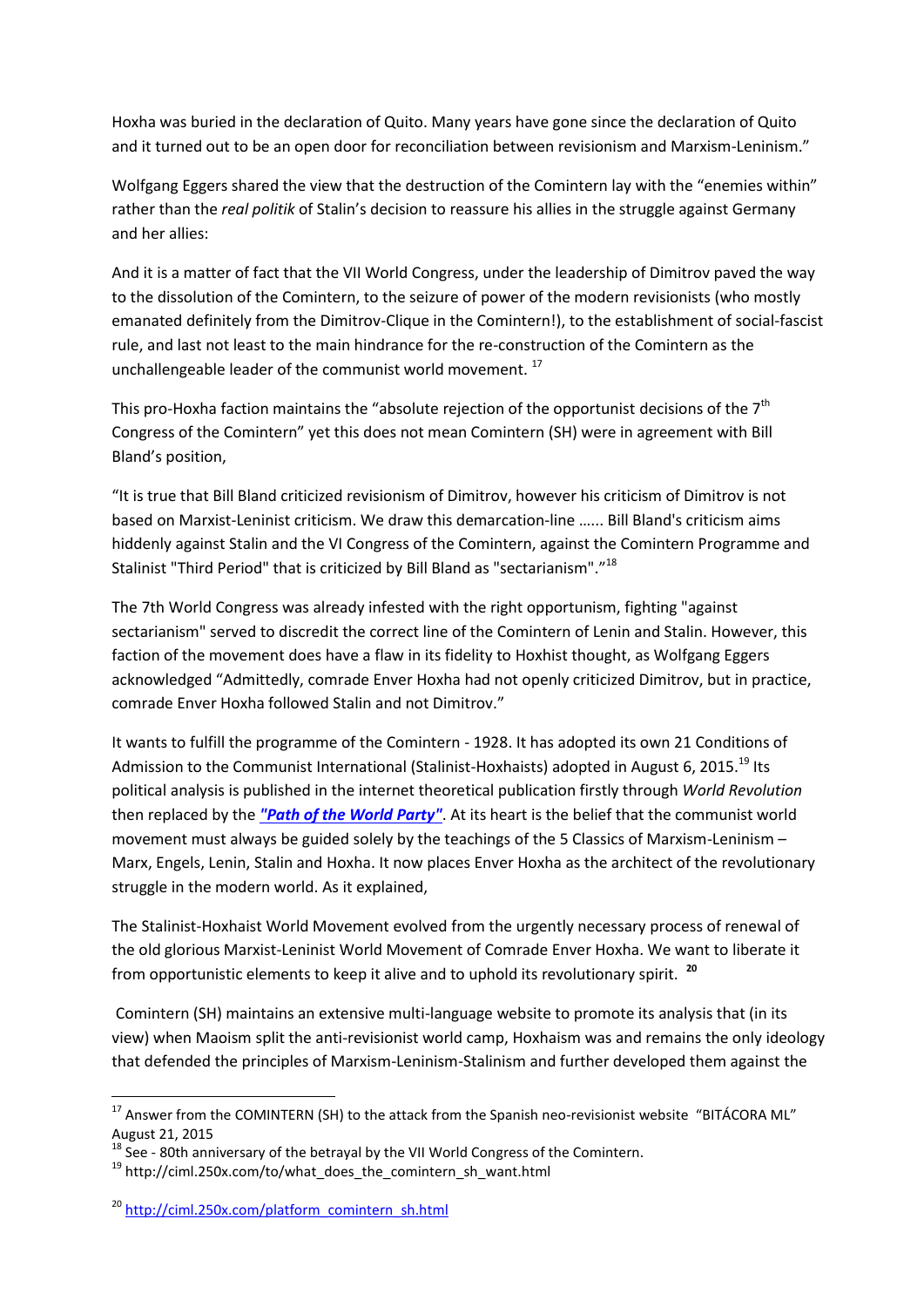Hoxha was buried in the declaration of Quito. Many years have gone since the declaration of Quito and it turned out to be an open door for reconciliation between revisionism and Marxism-Leninism."

Wolfgang Eggers shared the view that the destruction of the Comintern lay with the "enemies within" rather than the *real politik* of Stalin's decision to reassure his allies in the struggle against Germany and her allies:

And it is a matter of fact that the VII World Congress, under the leadership of Dimitrov paved the way to the dissolution of the Comintern, to the seizure of power of the modern revisionists (who mostly emanated definitely from the Dimitrov-Clique in the Comintern!), to the establishment of social-fascist rule, and last not least to the main hindrance for the re-construction of the Comintern as the unchallengeable leader of the communist world movement. [17]

This pro-Hoxha faction maintains the "absolute rejection of the opportunist decisions of the 7th Congress of the Comintern" yet this does not mean Comintern (SH) were in agreement with Bill Bland's position,

"It is true that Bill Bland criticized revisionism of Dimitrov, however his criticism of Dimitrov is not based on Marxist-Leninist criticism. We draw this demarcation-line ...... Bill Bland's criticism aims hiddenly against Stalin and the VI Congress of the Comintern, against the Comintern Programme and Stalinist "Third Period" that is criticized by Bill Bland as "sectarianism"."[18]

The 7th World Congress was already infested with the right opportunism, fighting "against sectarianism" served to discredit the correct line of the Comintern of Lenin and Stalin. However, this faction of the movement does have a flaw in its fidelity to Hoxhist thought, as Wolfgang Eggers acknowledged "Admittedly, comrade Enver Hoxha had not openly criticized Dimitrov, but in practice, comrade Enver Hoxha followed Stalin and not Dimitrov."

It wants to fulfill the programme of the Comintern - 1928. It has adopted its own 21 Conditions of Admission to the Communist International (Stalinist-Hoxhaists) adopted in August 6, 2015.[19] Its political analysis is published in the internet theoretical publication firstly through *World Revolution* then replaced by the ***"Path of the World Party"***. At its heart is the belief that the communist world movement must always be guided solely by the teachings of the 5 Classics of Marxism-Leninism – Marx, Engels, Lenin, Stalin and Hoxha. It now places Enver Hoxha as the architect of the revolutionary struggle in the modern world. As it explained,

The Stalinist-Hoxhaist World Movement evolved from the urgently necessary process of renewal of the old glorious Marxist-Leninist World Movement of Comrade Enver Hoxha. We want to liberate it from opportunistic elements to keep it alive and to uphold its revolutionary spirit. [20]

Comintern (SH) maintains an extensive multi-language website to promote its analysis that (in its view) when Maoism split the anti-revisionist world camp, Hoxhaism was and remains the only ideology that defended the principles of Marxism-Leninism-Stalinism and further developed them against the

---

[17] Answer from the COMINTERN (SH) to the attack from the Spanish neo-revisionist website "BITÁCORA ML" August 21, 2015

[18] See - 80th anniversary of the betrayal by the VII World Congress of the Comintern.

[19] http://ciml.250x.com/to/what_does_the_comintern_sh_want.html

[20] http://ciml.250x.com/platform_comintern_sh.html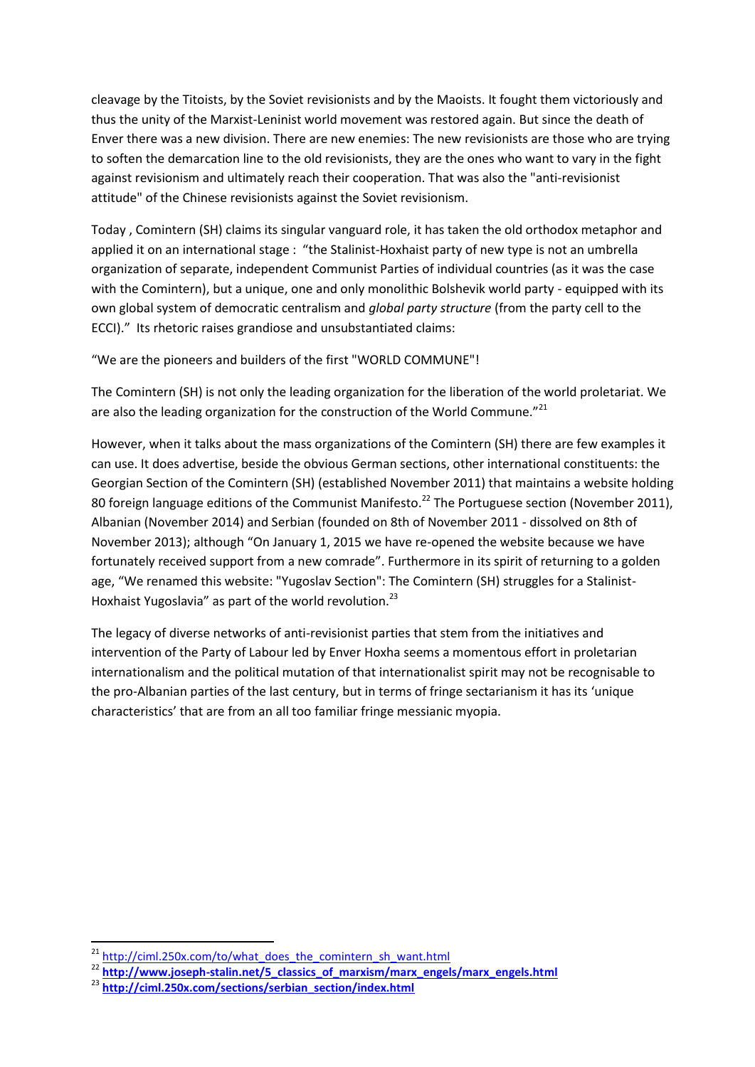cleavage by the Titoists, by the Soviet revisionists and by the Maoists. It fought them victoriously and thus the unity of the Marxist-Leninist world movement was restored again. But since the death of Enver there was a new division. There are new enemies: The new revisionists are those who are trying to soften the demarcation line to the old revisionists, they are the ones who want to vary in the fight against revisionism and ultimately reach their cooperation. That was also the "anti-revisionist attitude" of the Chinese revisionists against the Soviet revisionism.

Today , Comintern (SH) claims its singular vanguard role, it has taken the old orthodox metaphor and applied it on an international stage : "the Stalinist-Hoxhaist party of new type is not an umbrella organization of separate, independent Communist Parties of individual countries (as it was the case with the Comintern), but a unique, one and only monolithic Bolshevik world party - equipped with its own global system of democratic centralism and *global party structure* (from the party cell to the ECCI)." Its rhetoric raises grandiose and unsubstantiated claims:

"We are the pioneers and builders of the first "WORLD COMMUNE"!

The Comintern (SH) is not only the leading organization for the liberation of the world proletariat. We are also the leading organization for the construction of the World Commune."[21]

However, when it talks about the mass organizations of the Comintern (SH) there are few examples it can use. It does advertise, beside the obvious German sections, other international constituents: the Georgian Section of the Comintern (SH) (established November 2011) that maintains a website holding 80 foreign language editions of the Communist Manifesto.[22] The Portuguese section (November 2011), Albanian (November 2014) and Serbian (founded on 8th of November 2011 - dissolved on 8th of November 2013); although "On January 1, 2015 we have re-opened the website because we have fortunately received support from a new comrade". Furthermore in its spirit of returning to a golden age, "We renamed this website: "Yugoslav Section": The Comintern (SH) struggles for a Stalinist-Hoxhaist Yugoslavia" as part of the world revolution.[23]

The legacy of diverse networks of anti-revisionist parties that stem from the initiatives and intervention of the Party of Labour led by Enver Hoxha seems a momentous effort in proletarian internationalism and the political mutation of that internationalist spirit may not be recognisable to the pro-Albanian parties of the last century, but in terms of fringe sectarianism it has its 'unique characteristics' that are from an all too familiar fringe messianic myopia.

---

[21] http://ciml.250x.com/to/what_does_the_comintern_sh_want.html

[22] **http://www.joseph-stalin.net/5_classics_of_marxism/marx_engels/marx_engels.html**

[23] **http://ciml.250x.com/sections/serbian_section/index.html**